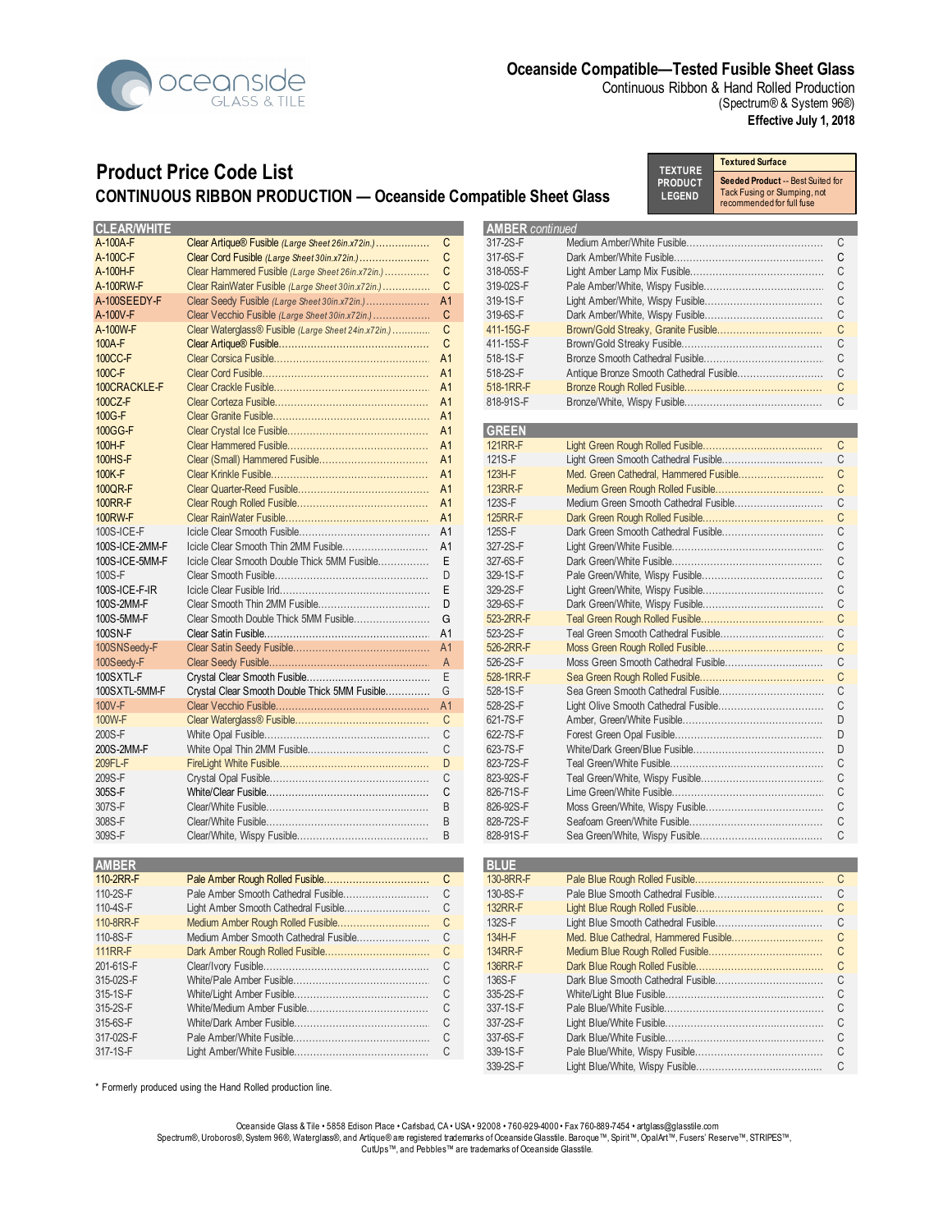oceanside GLASS & TILE

**Oceanside Compatible—Tested Fusible Sheet Glass**
Continuous Ribbon & Hand Rolled Production
(Spectrum® & System 96®)
**Effective July 1, 2018**

# Product Price Code List

## CONTINUOUS RIBBON PRODUCTION — Oceanside Compatible Sheet Glass

| TEXTURE PRODUCT LEGEND | |
|---|---|
| | Textured Surface |
| | **Seeded Product** -- Best Suited for Tack Fusing or Slumping, not recommended for full fuse |

### CLEAR/WHITE

| Code | Description | Price Code |
|---|---|---|
| A-100A-F | Clear Artique® Fusible *(Large Sheet 26in.x72in.)* | C |
| A-100C-F | Clear Cord Fusible *(Large Sheet 30in.x72in.)* | C |
| A-100H-F | Clear Hammered Fusible *(Large Sheet 26in.x72in.)* | C |
| A-100RW-F | Clear RainWater Fusible *(Large Sheet 30in.x72in.)* | C |
| A-100SEEDY-F | Clear Seedy Fusible *(Large Sheet 30in.x72in.)* | A1 |
| A-100V-F | Clear Vecchio Fusible *(Large Sheet 30in.x72in.)* | C |
| A-100W-F | Clear Waterglass® Fusible *(Large Sheet 24in.x72in.)* | C |
| 100A-F | Clear Artique® Fusible | C |
| 100CC-F | Clear Corsica Fusible | A1 |
| 100C-F | Clear Cord Fusible | A1 |
| 100CRACKLE-F | Clear Crackle Fusible | A1 |
| 100CZ-F | Clear Corteza Fusible | A1 |
| 100G-F | Clear Granite Fusible | A1 |
| 100GG-F | Clear Crystal Ice Fusible | A1 |
| 100H-F | Clear Hammered Fusible | A1 |
| 100HS-F | Clear (Small) Hammered Fusible | A1 |
| 100K-F | Clear Krinkle Fusible | A1 |
| 100QR-F | Clear Quarter-Reed Fusible | A1 |
| 100RR-F | Clear Rough Rolled Fusible | A1 |
| 100RW-F | Clear RainWater Fusible | A1 |
| 100S-ICE-F | Icicle Clear Smooth Fusible | A1 |
| 100S-ICE-2MM-F | Icicle Clear Smooth Thin 2MM Fusible | A1 |
| 100S-ICE-5MM-F | Icicle Clear Smooth Double Thick 5MM Fusible | E |
| 100S-F | Clear Smooth Fusible | D |
| 100S-ICE-F-IR | Icicle Clear Fusible Irid | E |
| 100S-2MM-F | Clear Smooth Thin 2MM Fusible | D |
| 100S-5MM-F | Clear Smooth Double Thick 5MM Fusible | G |
| 100SN-F | Clear Satin Fusible | A1 |
| 100SNSeedy-F | Clear Satin Seedy Fusible | A1 |
| 100Seedy-F | Clear Seedy Fusible | A |
| 100SXTL-F | Crystal Clear Smooth Fusible | E |
| 100SXTL-5MM-F | Crystal Clear Smooth Double Thick 5MM Fusible | G |
| 100V-F | Clear Vecchio Fusible | A1 |
| 100W-F | Clear Waterglass® Fusible | C |
| 200S-F | White Opal Fusible | C |
| 200S-2MM-F | White Opal Thin 2MM Fusible | C |
| 209FL-F | FireLight White Fusible | D |
| 209S-F | Crystal Opal Fusible | C |
| 305S-F | White/Clear Fusible | C |
| 307S-F | Clear/White Fusible | B |
| 308S-F | Clear/White Fusible | B |
| 309S-F | Clear/White, Wispy Fusible | B |

### AMBER

| Code | Description | Price Code |
|---|---|---|
| 110-2RR-F | Pale Amber Rough Rolled Fusible | C |
| 110-2S-F | Pale Amber Smooth Cathedral Fusible | C |
| 110-4S-F | Light Amber Smooth Cathedral Fusible | C |
| 110-8RR-F | Medium Amber Rough Rolled Fusible | C |
| 110-8S-F | Medium Amber Smooth Cathedral Fusible | C |
| 111RR-F | Dark Amber Rough Rolled Fusible | C |
| 201-61S-F | Clear/Ivory Fusible | C |
| 315-02S-F | White/Pale Amber Fusible | C |
| 315-1S-F | White/Light Amber Fusible | C |
| 315-2S-F | White/Medium Amber Fusible | C |
| 315-6S-F | White/Dark Amber Fusible | C |
| 317-02S-F | Pale Amber/White Fusible | C |
| 317-1S-F | Light Amber/White Fusible | C |

### AMBER *continued*

| Code | Description | Price Code |
|---|---|---|
| 317-2S-F | Medium Amber/White Fusible | C |
| 317-6S-F | Dark Amber/White Fusible | C |
| 318-05S-F | Light Amber Lamp Mix Fusible | C |
| 319-02S-F | Pale Amber/White, Wispy Fusible | C |
| 319-1S-F | Light Amber/White, Wispy Fusible | C |
| 319-6S-F | Dark Amber/White, Wispy Fusible | C |
| 411-15G-F | Brown/Gold Streaky, Granite Fusible | C |
| 411-15S-F | Brown/Gold Streaky Fusible | C |
| 518-1S-F | Bronze Smooth Cathedral Fusible | C |
| 518-2S-F | Antique Bronze Smooth Cathedral Fusible | C |
| 518-1RR-F | Bronze Rough Rolled Fusible | C |
| 818-91S-F | Bronze/White, Wispy Fusible | C |

### GREEN

| Code | Description | Price Code |
|---|---|---|
| 121RR-F | Light Green Rough Rolled Fusible | C |
| 121S-F | Light Green Smooth Cathedral Fusible | C |
| 123H-F | Med. Green Cathedral, Hammered Fusible | C |
| 123RR-F | Medium Green Rough Rolled Fusible | C |
| 123S-F | Medium Green Smooth Cathedral Fusible | C |
| 125RR-F | Dark Green Rough Rolled Fusible | C |
| 125S-F | Dark Green Smooth Cathedral Fusible | C |
| 327-2S-F | Light Green/White Fusible | C |
| 327-6S-F | Dark Green/White Fusible | C |
| 329-1S-F | Pale Green/White, Wispy Fusible | C |
| 329-2S-F | Light Green/White, Wispy Fusible | C |
| 329-6S-F | Dark Green/White, Wispy Fusible | C |
| 523-2RR-F | Teal Green Rough Rolled Fusible | C |
| 523-2S-F | Teal Green Smooth Cathedral Fusible | C |
| 526-2RR-F | Moss Green Rough Rolled Fusible | C |
| 526-2S-F | Moss Green Smooth Cathedral Fusible | C |
| 528-1RR-F | Sea Green Rough Rolled Fusible | C |
| 528-1S-F | Sea Green Smooth Cathedral Fusible | C |
| 528-2S-F | Light Olive Smooth Cathedral Fusible | C |
| 621-7S-F | Amber, Green/White Fusible | D |
| 622-7S-F | Forest Green Opal Fusible | D |
| 623-7S-F | White/Dark Green/Blue Fusible | D |
| 823-72S-F | Teal Green/White Fusible | C |
| 823-92S-F | Teal Green/White, Wispy Fusible | C |
| 826-71S-F | Lime Green/White Fusible | C |
| 826-92S-F | Moss Green/White, Wispy Fusible | C |
| 828-72S-F | Seafoam Green/White Fusible | C |
| 828-91S-F | Sea Green/White, Wispy Fusible | C |

### BLUE

| Code | Description | Price Code |
|---|---|---|
| 130-8RR-F | Pale Blue Rough Rolled Fusible | C |
| 130-8S-F | Pale Blue Smooth Cathedral Fusible | C |
| 132RR-F | Light Blue Rough Rolled Fusible | C |
| 132S-F | Light Blue Smooth Cathedral Fusible | C |
| 134H-F | Med. Blue Cathedral, Hammered Fusible | C |
| 134RR-F | Medium Blue Rough Rolled Fusible | C |
| 136RR-F | Dark Blue Rough Rolled Fusible | C |
| 136S-F | Dark Blue Smooth Cathedral Fusible | C |
| 335-2S-F | White/Light Blue Fusible | C |
| 337-1S-F | Pale Blue/White Fusible | C |
| 337-2S-F | Light Blue/White Fusible | C |
| 337-6S-F | Dark Blue/White Fusible | C |
| 339-1S-F | Pale Blue/White, Wispy Fusible | C |
| 339-2S-F | Light Blue/White, Wispy Fusible | C |

\* Formerly produced using the Hand Rolled production line.

Oceanside Glass & Tile • 5858 Edison Place • Carlsbad, CA • USA • 92008 • 760-929-4000 • Fax 760-889-7454 • artglass@glasstile.com
Spectrum®, Uroboros®, System 96®, Waterglass®, and Artique® are registered trademarks of Oceanside Glasstile. Baroque™, Spirit™, OpalArt™, Fusers' Reserve™, STRIPES™, CutUps™, and Pebbles™ are trademarks of Oceanside Glasstile.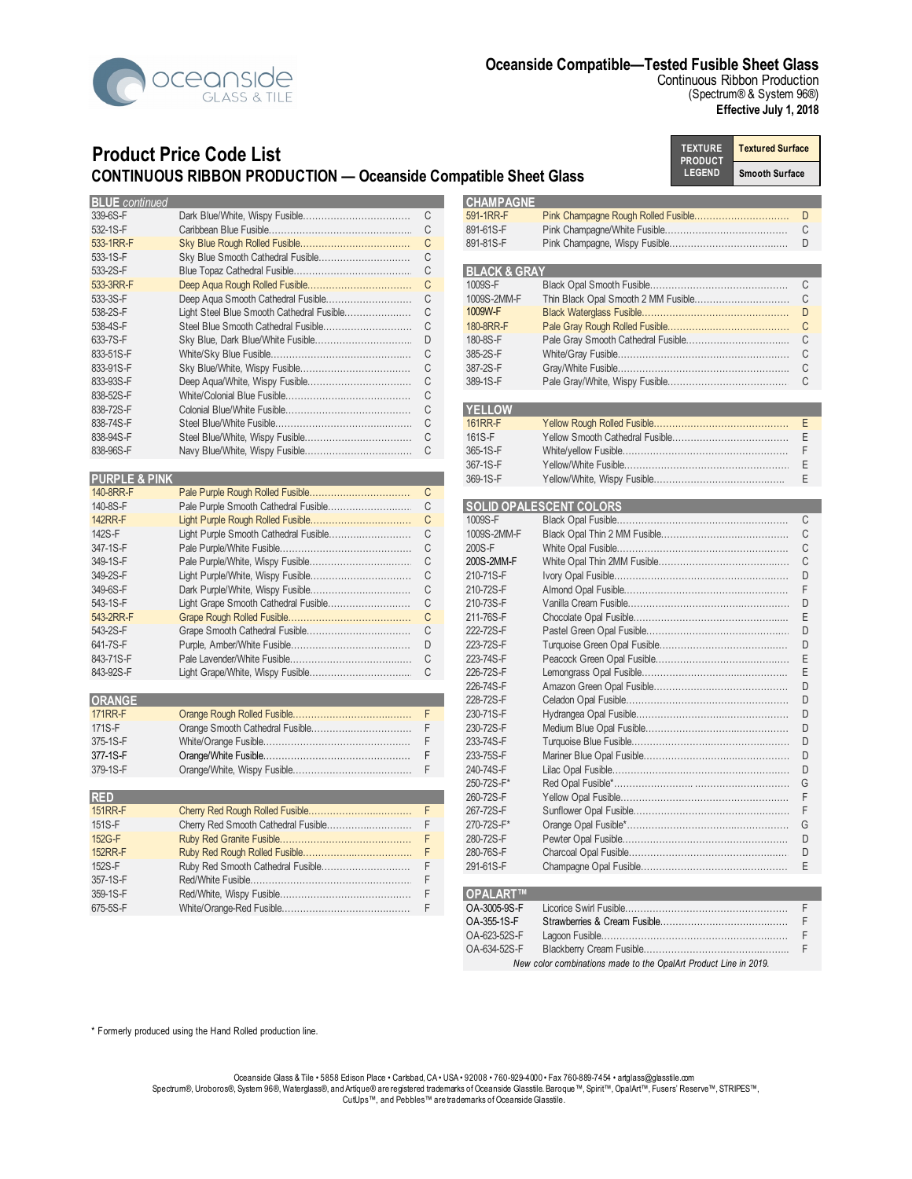# Oceanside Compatible—Tested Fusible Sheet Glass

Continuous Ribbon Production
(Spectrum® & System 96®)
**Effective July 1, 2018**

| TEXTURE PRODUCT LEGEND | |
|---|---|
| | Textured Surface |
| | Smooth Surface |

## Product Price Code List

### CONTINUOUS RIBBON PRODUCTION — Oceanside Compatible Sheet Glass

| BLUE *continued* | | |
|---|---|---|
| 339-6S-F | Dark Blue/White, Wispy Fusible | C |
| 532-1S-F | Caribbean Blue Fusible | C |
| 533-1RR-F | Sky Blue Rough Rolled Fusible | C |
| 533-1S-F | Sky Blue Smooth Cathedral Fusible | C |
| 533-2S-F | Blue Topaz Cathedral Fusible | C |
| 533-3RR-F | Deep Aqua Rough Rolled Fusible | C |
| 533-3S-F | Deep Aqua Smooth Cathedral Fusible | C |
| 538-2S-F | Light Steel Blue Smooth Cathedral Fusible | C |
| 538-4S-F | Steel Blue Smooth Cathedral Fusible | C |
| 633-7S-F | Sky Blue, Dark Blue/White Fusible | D |
| 833-51S-F | White/Sky Blue Fusible | C |
| 833-91S-F | Sky Blue/White, Wispy Fusible | C |
| 833-93S-F | Deep Aqua/White, Wispy Fusible | C |
| 838-52S-F | White/Colonial Blue Fusible | C |
| 838-72S-F | Colonial Blue/White Fusible | C |
| 838-74S-F | Steel Blue/White Fusible | C |
| 838-94S-F | Steel Blue/White, Wispy Fusible | C |
| 838-96S-F | Navy Blue/White, Wispy Fusible | C |

| PURPLE & PINK | | |
|---|---|---|
| 140-8RR-F | Pale Purple Rough Rolled Fusible | C |
| 140-8S-F | Pale Purple Smooth Cathedral Fusible | C |
| 142RR-F | Light Purple Rough Rolled Fusible | C |
| 142S-F | Light Purple Smooth Cathedral Fusible | C |
| 347-1S-F | Pale Purple/White Fusible | C |
| 349-1S-F | Pale Purple/White, Wispy Fusible | C |
| 349-2S-F | Light Purple/White, Wispy Fusible | C |
| 349-6S-F | Dark Purple/White, Wispy Fusible | C |
| 543-1S-F | Light Grape Smooth Cathedral Fusible | C |
| 543-2RR-F | Grape Rough Rolled Fusible | C |
| 543-2S-F | Grape Smooth Cathedral Fusible | C |
| 641-7S-F | Purple, Amber/White Fusible | D |
| 843-71S-F | Pale Lavender/White Fusible | C |
| 843-92S-F | Light Grape/White, Wispy Fusible | C |

| ORANGE | | |
|---|---|---|
| 171RR-F | Orange Rough Rolled Fusible | F |
| 171S-F | Orange Smooth Cathedral Fusible | F |
| 375-1S-F | White/Orange Fusible | F |
| 377-1S-F | Orange/White Fusible | F |
| 379-1S-F | Orange/White, Wispy Fusible | F |

| RED | | |
|---|---|---|
| 151RR-F | Cherry Red Rough Rolled Fusible | F |
| 151S-F | Cherry Red Smooth Cathedral Fusible | F |
| 152G-F | Ruby Red Granite Fusible | F |
| 152RR-F | Ruby Red Rough Rolled Fusible | F |
| 152S-F | Ruby Red Smooth Cathedral Fusible | F |
| 357-1S-F | Red/White Fusible | F |
| 359-1S-F | Red/White, Wispy Fusible | F |
| 675-5S-F | White/Orange-Red Fusible | F |

| CHAMPAGNE | | |
|---|---|---|
| 591-1RR-F | Pink Champagne Rough Rolled Fusible | D |
| 891-61S-F | Pink Champagne/White Fusible | C |
| 891-81S-F | Pink Champagne, Wispy Fusible | D |

| BLACK & GRAY | | |
|---|---|---|
| 1009S-F | Black Opal Smooth Fusible | C |
| 1009S-2MM-F | Thin Black Opal Smooth 2 MM Fusible | C |
| 1009W-F | Black Waterglass Fusible | D |
| 180-8RR-F | Pale Gray Rough Rolled Fusible | C |
| 180-8S-F | Pale Gray Smooth Cathedral Fusible | C |
| 385-2S-F | White/Gray Fusible | C |
| 387-2S-F | Gray/White Fusible | C |
| 389-1S-F | Pale Gray/White, Wispy Fusible | C |

| YELLOW | | |
|---|---|---|
| 161RR-F | Yellow Rough Rolled Fusible | E |
| 161S-F | Yellow Smooth Cathedral Fusible | E |
| 365-1S-F | White/yellow Fusible | F |
| 367-1S-F | Yellow/White Fusible | E |
| 369-1S-F | Yellow/White, Wispy Fusible | E |

| SOLID OPALESCENT COLORS | | |
|---|---|---|
| 1009S-F | Black Opal Fusible | C |
| 1009S-2MM-F | Black Opal Thin 2 MM Fusible | C |
| 200S-F | White Opal Fusible | C |
| 200S-2MM-F | White Opal Thin 2MM Fusible | C |
| 210-71S-F | Ivory Opal Fusible | D |
| 210-72S-F | Almond Opal Fusible | F |
| 210-73S-F | Vanilla Cream Fusible | D |
| 211-76S-F | Chocolate Opal Fusible | E |
| 222-72S-F | Pastel Green Opal Fusible | D |
| 223-72S-F | Turquoise Green Opal Fusible | D |
| 223-74S-F | Peacock Green Opal Fusible | E |
| 226-72S-F | Lemongrass Opal Fusible | E |
| 226-74S-F | Amazon Green Opal Fusible | D |
| 228-72S-F | Celadon Opal Fusible | D |
| 230-71S-F | Hydrangea Opal Fusible | D |
| 230-72S-F | Medium Blue Opal Fusible | D |
| 233-74S-F | Turquoise Blue Fusible | D |
| 233-75S-F | Mariner Blue Opal Fusible | D |
| 240-74S-F | Lilac Opal Fusible | D |
| 250-72S-F* | Red Opal Fusible* | G |
| 260-72S-F | Yellow Opal Fusible | F |
| 267-72S-F | Sunflower Opal Fusible | F |
| 270-72S-F* | Orange Opal Fusible* | G |
| 280-72S-F | Pewter Opal Fusible | D |
| 280-76S-F | Charcoal Opal Fusible | D |
| 291-61S-F | Champagne Opal Fusible | E |

| OPALART™ | | |
|---|---|---|
| OA-3005-9S-F | Licorice Swirl Fusible | F |
| OA-355-1S-F | Strawberries & Cream Fusible | F |
| OA-623-52S-F | Lagoon Fusible | F |
| OA-634-52S-F | Blackberry Cream Fusible | F |

*New color combinations made to the OpalArt Product Line in 2019.*

\* Formerly produced using the Hand Rolled production line.

Oceanside Glass & Tile • 5858 Edison Place • Carlsbad, CA • USA • 92008 • 760-929-4000 • Fax 760-889-7454 • artglass@glasstile.com
Spectrum®, Uroboros®, System 96®, Waterglass®, and Artique® are registered trademarks of Oceanside Glasstile. Baroque™, Spirit™, OpalArt™, Fusers' Reserve™, STRIPES™, CutUps™, and Pebbles™ are trademarks of Oceanside Glasstile.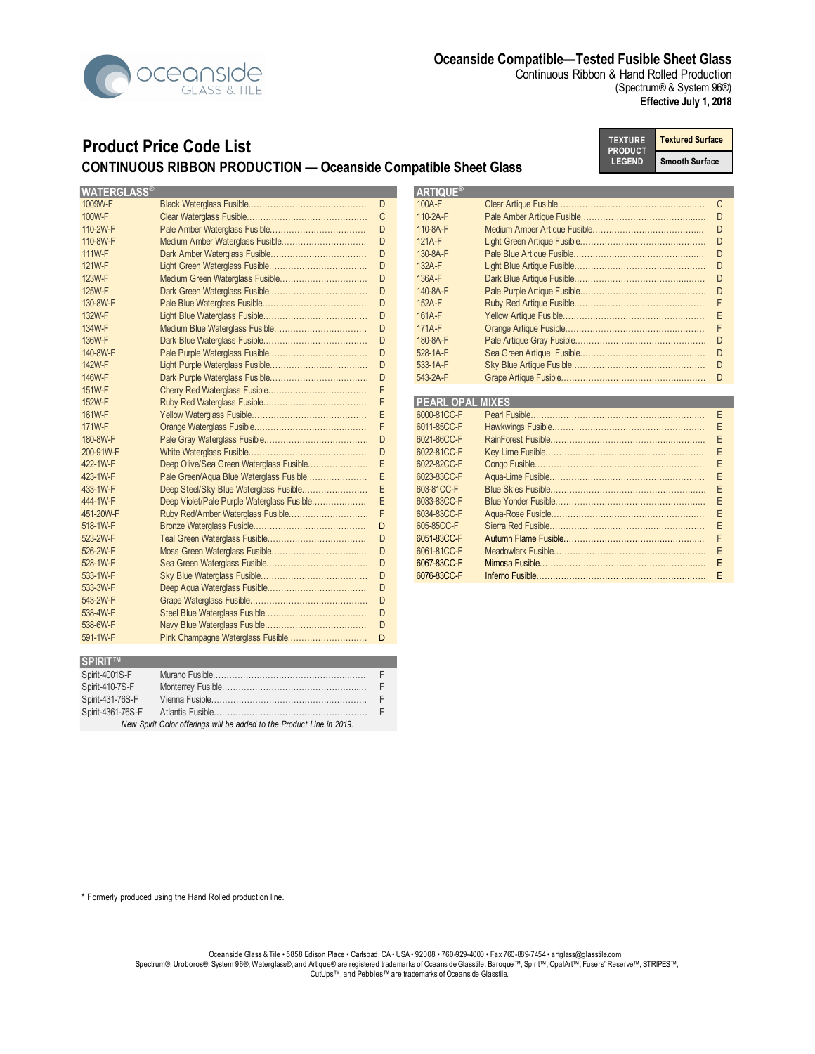oceanside GLASS & TILE

**Oceanside Compatible—Tested Fusible Sheet Glass**
Continuous Ribbon & Hand Rolled Production
(Spectrum® & System 96®)
**Effective July 1, 2018**

# Product Price Code List

## CONTINUOUS RIBBON PRODUCTION — Oceanside Compatible Sheet Glass

| TEXTURE PRODUCT LEGEND | |
|---|---|
| | Textured Surface |
| | Smooth Surface |

### WATERGLASS®

| Code | Description | Price Code |
|---|---|---|
| 1009W-F | Black Waterglass Fusible | D |
| 100W-F | Clear Waterglass Fusible | C |
| 110-2W-F | Pale Amber Waterglass Fusible | D |
| 110-8W-F | Medium Amber Waterglass Fusible | D |
| 111W-F | Dark Amber Waterglass Fusible | D |
| 121W-F | Light Green Waterglass Fusible | D |
| 123W-F | Medium Green Waterglass Fusible | D |
| 125W-F | Dark Green Waterglass Fusible | D |
| 130-8W-F | Pale Blue Waterglass Fusible | D |
| 132W-F | Light Blue Waterglass Fusible | D |
| 134W-F | Medium Blue Waterglass Fusible | D |
| 136W-F | Dark Blue Waterglass Fusible | D |
| 140-8W-F | Pale Purple Waterglass Fusible | D |
| 142W-F | Light Purple Waterglass Fusible | D |
| 146W-F | Dark Purple Waterglass Fusible | D |
| 151W-F | Cherry Red Waterglass Fusible | F |
| 152W-F | Ruby Red Waterglass Fusible | F |
| 161W-F | Yellow Waterglass Fusible | E |
| 171W-F | Orange Waterglass Fusible | F |
| 180-8W-F | Pale Gray Waterglass Fusible | D |
| 200-91W-F | White Waterglass Fusible | D |
| 422-1W-F | Deep Olive/Sea Green Waterglass Fusible | E |
| 423-1W-F | Pale Green/Aqua Blue Waterglass Fusible | E |
| 433-1W-F | Deep Steel/Sky Blue Waterglass Fusible | E |
| 444-1W-F | Deep Violet/Pale Purple Waterglass Fusible | E |
| 451-20W-F | Ruby Red/Amber Waterglass Fusible | F |
| 518-1W-F | Bronze Waterglass Fusible | D |
| 523-2W-F | Teal Green Waterglass Fusible | D |
| 526-2W-F | Moss Green Waterglass Fusible | D |
| 528-1W-F | Sea Green Waterglass Fusible | D |
| 533-1W-F | Sky Blue Waterglass Fusible | D |
| 533-3W-F | Deep Aqua Waterglass Fusible | D |
| 543-2W-F | Grape Waterglass Fusible | D |
| 538-4W-F | Steel Blue Waterglass Fusible | D |
| 538-6W-F | Navy Blue Waterglass Fusible | D |
| 591-1W-F | Pink Champagne Waterglass Fusible | D |

### SPIRIT™

| Code | Description | Price Code |
|---|---|---|
| Spirit-4001S-F | Murano Fusible | F |
| Spirit-410-7S-F | Monterrey Fusible | F |
| Spirit-431-76S-F | Vienna Fusible | F |
| Spirit-4361-76S-F | Atlantis Fusible | F |

*New Spirit Color offerings will be added to the Product Line in 2019.*

### ARTIQUE®

| Code | Description | Price Code |
|---|---|---|
| 100A-F | Clear Artique Fusible | C |
| 110-2A-F | Pale Amber Artique Fusible | D |
| 110-8A-F | Medium Amber Artique Fusible | D |
| 121A-F | Light Green Artique Fusible | D |
| 130-8A-F | Pale Blue Artique Fusible | D |
| 132A-F | Light Blue Artique Fusible | D |
| 136A-F | Dark Blue Artique Fusible | D |
| 140-8A-F | Pale Purple Artique Fusible | D |
| 152A-F | Ruby Red Artique Fusible | F |
| 161A-F | Yellow Artique Fusible | E |
| 171A-F | Orange Artique Fusible | F |
| 180-8A-F | Pale Artique Gray Fusible | D |
| 528-1A-F | Sea Green Artique Fusible | D |
| 533-1A-F | Sky Blue Artique Fusible | D |
| 543-2A-F | Grape Artique Fusible | D |

### PEARL OPAL MIXES

| Code | Description | Price Code |
|---|---|---|
| 6000-81CC-F | Pearl Fusible | E |
| 6011-85CC-F | Hawkwings Fusible | E |
| 6021-86CC-F | RainForest Fusible | E |
| 6022-81CC-F | Key Lime Fusible | E |
| 6022-82CC-F | Congo Fusible | E |
| 6023-83CC-F | Aqua-Lime Fusible | E |
| 603-81CC-F | Blue Skies Fusible | E |
| 6033-83CC-F | Blue Yonder Fusible | E |
| 6034-83CC-F | Aqua-Rose Fusible | E |
| 605-85CC-F | Sierra Red Fusible | E |
| 6051-83CC-F | Autumn Flame Fusible | F |
| 6061-81CC-F | Meadowlark Fusible | E |
| 6067-83CC-F | Mimosa Fusible | E |
| 6076-83CC-F | Inferno Fusible | E |

\* Formerly produced using the Hand Rolled production line.

Oceanside Glass & Tile • 5858 Edison Place • Carlsbad, CA • USA • 92008 • 760-929-4000 • Fax 760-889-7454 • artglass@glasstile.com
Spectrum®, Uroboros®, System 96®, Waterglass®, and Artique® are registered trademarks of Oceanside Glasstile. Baroque™, Spirit™, OpalArt™, Fusers' Reserve™, STRIPES™, CutUps™, and Pebbles™ are trademarks of Oceanside Glasstile.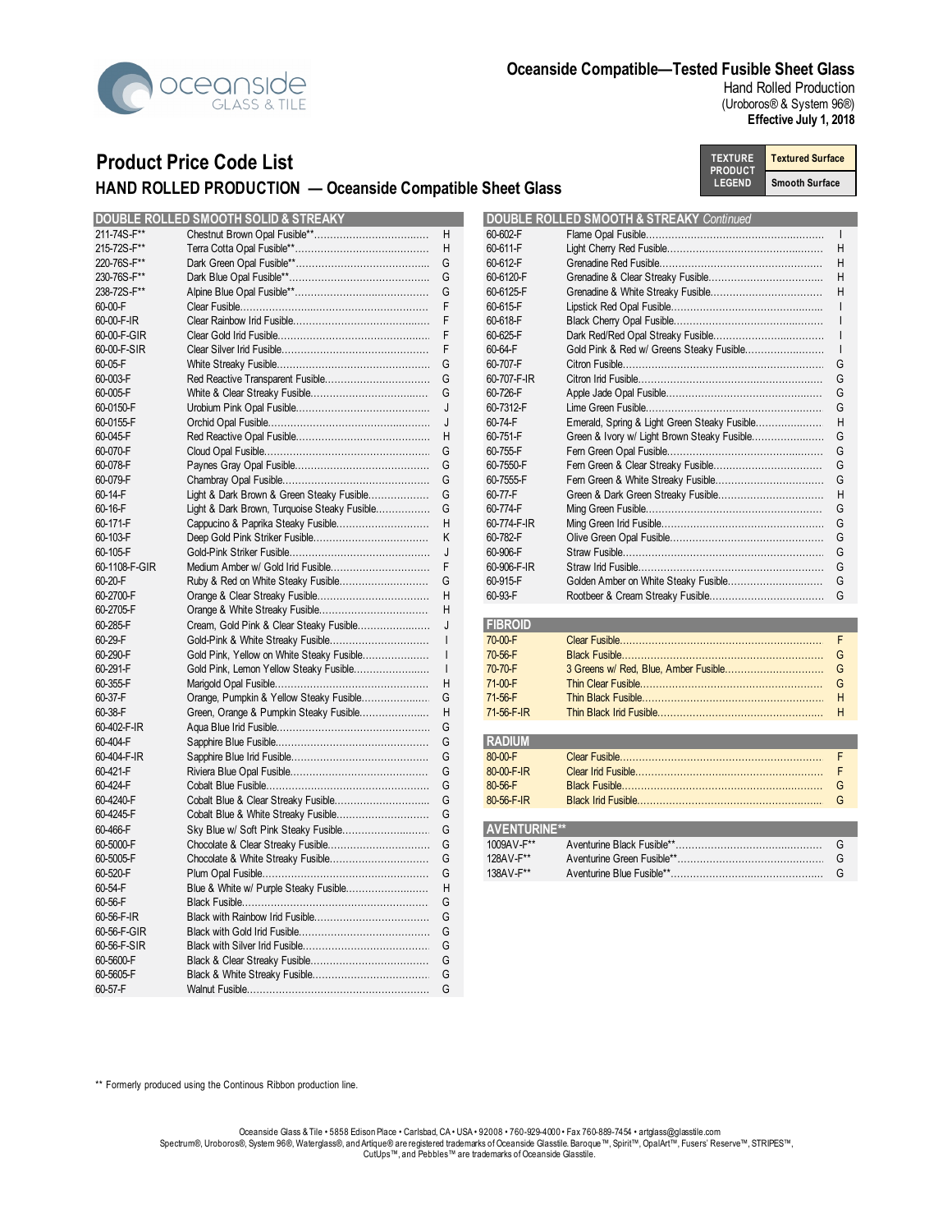# Oceanside Compatible—Tested Fusible Sheet Glass

Hand Rolled Production
(Uroboros® & System 96®)
**Effective July 1, 2018**

## Product Price Code List

### HAND ROLLED PRODUCTION — Oceanside Compatible Sheet Glass

| TEXTURE PRODUCT LEGEND | |
|---|---|
| Textured Surface | Smooth Surface |

### DOUBLE ROLLED SMOOTH SOLID & STREAKY

| Code | Description | Price Code |
|---|---|---|
| 211-74S-F** | Chestnut Brown Opal Fusible** | H |
| 215-72S-F** | Terra Cotta Opal Fusible** | H |
| 220-76S-F** | Dark Green Opal Fusible** | G |
| 230-76S-F** | Dark Blue Opal Fusible** | G |
| 238-72S-F** | Alpine Blue Opal Fusible** | G |
| 60-00-F | Clear Fusible | F |
| 60-00-F-IR | Clear Rainbow Irid Fusible | F |
| 60-00-F-GIR | Clear Gold Irid Fusible | F |
| 60-00-F-SIR | Clear Silver Irid Fusible | F |
| 60-05-F | White Streaky Fusible | G |
| 60-003-F | Red Reactive Transparent Fusible | G |
| 60-005-F | White & Clear Streaky Fusible | G |
| 60-0150-F | Urobium Pink Opal Fusible | J |
| 60-0155-F | Orchid Opal Fusible | J |
| 60-045-F | Red Reactive Opal Fusible | H |
| 60-070-F | Cloud Opal Fusible | G |
| 60-078-F | Paynes Gray Opal Fusible | G |
| 60-079-F | Chambray Opal Fusible | G |
| 60-14-F | Light & Dark Brown & Green Steaky Fusible | G |
| 60-16-F | Light & Dark Brown, Turquoise Steaky Fusible | G |
| 60-171-F | Cappucino & Paprika Steaky Fusible | H |
| 60-103-F | Deep Gold Pink Striker Fusible | K |
| 60-105-F | Gold-Pink Striker Fusible | J |
| 60-1108-F-GIR | Medium Amber w/ Gold Irid Fusible | F |
| 60-20-F | Ruby & Red on White Steaky Fusible | G |
| 60-2700-F | Orange & Clear Streaky Fusible | H |
| 60-2705-F | Orange & White Streaky Fusible | H |
| 60-285-F | Cream, Gold Pink & Clear Steaky Fusible | J |
| 60-29-F | Gold-Pink & White Streaky Fusible | I |
| 60-290-F | Gold Pink, Yellow on White Steaky Fusible | I |
| 60-291-F | Gold Pink, Lemon Yellow Steaky Fusible | I |
| 60-355-F | Marigold Opal Fusible | H |
| 60-37-F | Orange, Pumpkin & Yellow Steaky Fusible | G |
| 60-38-F | Green, Orange & Pumpkin Steaky Fusible | H |
| 60-402-F-IR | Aqua Blue Irid Fusible | G |
| 60-404-F | Sapphire Blue Fusible | G |
| 60-404-F-IR | Sapphire Blue Irid Fusible | G |
| 60-421-F | Riviera Blue Opal Fusible | G |
| 60-424-F | Cobalt Blue Fusible | G |
| 60-4240-F | Cobalt Blue & Clear Streaky Fusible | G |
| 60-4245-F | Cobalt Blue & White Streaky Fusible | G |
| 60-466-F | Sky Blue w/ Soft Pink Steaky Fusible | G |
| 60-5000-F | Chocolate & Clear Streaky Fusible | G |
| 60-5005-F | Chocolate & White Streaky Fusible | G |
| 60-520-F | Plum Opal Fusible | G |
| 60-54-F | Blue & White w/ Purple Steaky Fusible | H |
| 60-56-F | Black Fusible | G |
| 60-56-F-IR | Black with Rainbow Irid Fusible | G |
| 60-56-F-GIR | Black with Gold Irid Fusible | G |
| 60-56-F-SIR | Black with Silver Irid Fusible | G |
| 60-5600-F | Black & Clear Streaky Fusible | G |
| 60-5605-F | Black & White Streaky Fusible | G |
| 60-57-F | Walnut Fusible | G |

### DOUBLE ROLLED SMOOTH & STREAKY *Continued*

| Code | Description | Price Code |
|---|---|---|
| 60-602-F | Flame Opal Fusible | I |
| 60-611-F | Light Cherry Red Fusible | H |
| 60-612-F | Grenadine Red Fusible | H |
| 60-6120-F | Grenadine & Clear Streaky Fusible | H |
| 60-6125-F | Grenadine & White Streaky Fusible | H |
| 60-615-F | Lipstick Red Opal Fusible | I |
| 60-618-F | Black Cherry Opal Fusible | I |
| 60-625-F | Dark Red/Red Opal Streaky Fusible | I |
| 60-64-F | Gold Pink & Red w/ Greens Steaky Fusible | I |
| 60-707-F | Citron Fusible | G |
| 60-707-F-IR | Citron Irid Fusible | G |
| 60-726-F | Apple Jade Opal Fusible | G |
| 60-7312-F | Lime Green Fusible | G |
| 60-74-F | Emerald, Spring & Light Green Steaky Fusible | H |
| 60-751-F | Green & Ivory w/ Light Brown Steaky Fusible | G |
| 60-755-F | Fern Green Opal Fusible | G |
| 60-7550-F | Fern Green & Clear Streaky Fusible | G |
| 60-7555-F | Fern Green & White Streaky Fusible | G |
| 60-77-F | Green & Dark Green Streaky Fusible | H |
| 60-774-F | Ming Green Fusible | G |
| 60-774-F-IR | Ming Green Irid Fusible | G |
| 60-782-F | Olive Green Opal Fusible | G |
| 60-906-F | Straw Fusible | G |
| 60-906-F-IR | Straw Irid Fusible | G |
| 60-915-F | Golden Amber on White Steaky Fusible | G |
| 60-93-F | Rootbeer & Cream Streaky Fusible | G |

### FIBROID

| Code | Description | Price Code |
|---|---|---|
| 70-00-F | Clear Fusible | F |
| 70-56-F | Black Fusible | G |
| 70-70-F | 3 Greens w/ Red, Blue, Amber Fusible | G |
| 71-00-F | Thin Clear Fusible | G |
| 71-56-F | Thin Black Fusible | H |
| 71-56-F-IR | Thin Black Irid Fusible | H |

### RADIUM

| Code | Description | Price Code |
|---|---|---|
| 80-00-F | Clear Fusible | F |
| 80-00-F-IR | Clear Irid Fusible | F |
| 80-56-F | Black Fusible | G |
| 80-56-F-IR | Black Irid Fusible | G |

### AVENTURINE**

| Code | Description | Price Code |
|---|---|---|
| 1009AV-F** | Aventurine Black Fusible** | G |
| 128AV-F** | Aventurine Green Fusible** | G |
| 138AV-F** | Aventurine Blue Fusible** | G |

** Formerly produced using the Continous Ribbon production line.

Oceanside Glass & Tile • 5858 Edison Place • Carlsbad, CA • USA • 92008 • 760-929-4000 • Fax 760-889-7454 • artglass@glasstile.com
Spectrum®, Uroboros®, System 96®, Waterglass®, and Artique® are registered trademarks of Oceanside Glasstile. Baroque™, Spirit™, OpalArt™, Fusers' Reserve™, STRIPES™, CutUps™, and Pebbles™ are trademarks of Oceanside Glasstile.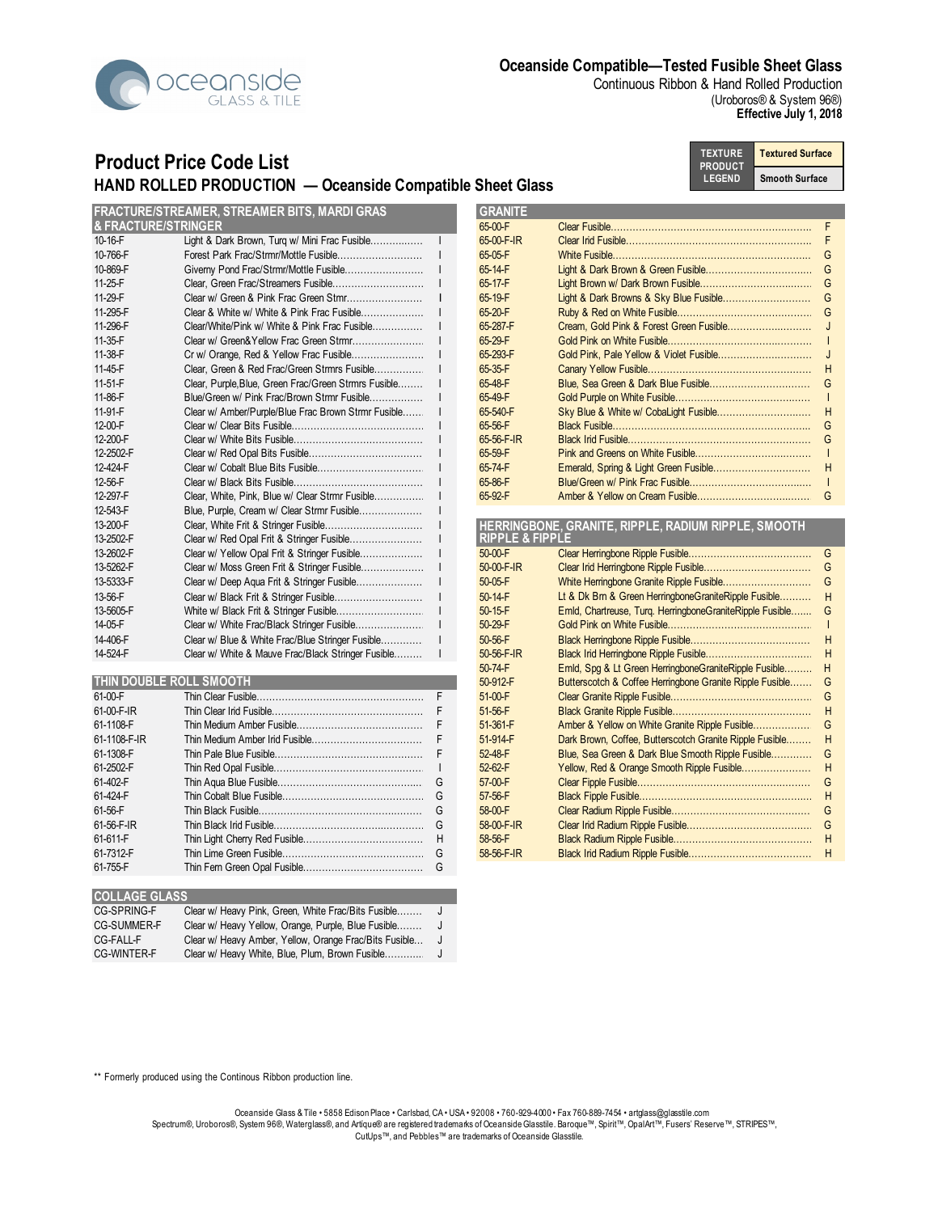# Oceanside Compatible—Tested Fusible Sheet Glass

Continuous Ribbon & Hand Rolled Production
(Uroboros® & System 96®)
**Effective July 1, 2018**

| TEXTURE PRODUCT LEGEND | |
|---|---|
| | Textured Surface |
| | Smooth Surface |

## Product Price Code List

### HAND ROLLED PRODUCTION — Oceanside Compatible Sheet Glass

#### FRACTURE/STREAMER, STREAMER BITS, MARDI GRAS & FRACTURE/STRINGER

| | | |
|---|---|---|
| 10-16-F | Light & Dark Brown, Turq w/ Mini Frac Fusible | I |
| 10-766-F | Forest Park Frac/Strmr/Mottle Fusible | I |
| 10-869-F | Giverny Pond Frac/Strmr/Mottle Fusible | I |
| 11-25-F | Clear, Green Frac/Streamers Fusible | I |
| 11-29-F | Clear w/ Green & Pink Frac Green Stmr | I |
| 11-295-F | Clear & White w/ White & Pink Frac Fusible | I |
| 11-296-F | Clear/White/Pink w/ White & Pink Frac Fusible | I |
| 11-35-F | Clear w/ Green&Yellow Frac Green Strmr | I |
| 11-38-F | Cr w/ Orange, Red & Yellow Frac Fusible | I |
| 11-45-F | Clear, Green & Red Frac/Green Strmrs Fusible | I |
| 11-51-F | Clear, Purple,Blue, Green Frac/Green Strmrs Fusible | I |
| 11-86-F | Blue/Green w/ Pink Frac/Brown Strmr Fusible | I |
| 11-91-F | Clear w/ Amber/Purple/Blue Frac Brown Strmr Fusible | I |
| 12-00-F | Clear w/ Clear Bits Fusible | I |
| 12-200-F | Clear w/ White Bits Fusible | I |
| 12-2502-F | Clear w/ Red Opal Bits Fusible | I |
| 12-424-F | Clear w/ Cobalt Blue Bits Fusible | I |
| 12-56-F | Clear w/ Black Bits Fusible | I |
| 12-297-F | Clear, White, Pink, Blue w/ Clear Strmr Fusible | I |
| 12-543-F | Blue, Purple, Cream w/ Clear Strmr Fusible | I |
| 13-200-F | Clear, White Frit & Stringer Fusible | I |
| 13-2502-F | Clear w/ Red Opal Frit & Stringer Fusible | I |
| 13-2602-F | Clear w/ Yellow Opal Frit & Stringer Fusible | I |
| 13-5262-F | Clear w/ Moss Green Frit & Stringer Fusible | I |
| 13-5333-F | Clear w/ Deep Aqua Frit & Stringer Fusible | I |
| 13-56-F | Clear w/ Black Frit & Stringer Fusible | I |
| 13-5605-F | White w/ Black Frit & Stringer Fusible | I |
| 14-05-F | Clear w/ White Frac/Black Stringer Fusible | I |
| 14-406-F | Clear w/ Blue & White Frac/Blue Stringer Fusible | I |
| 14-524-F | Clear w/ White & Mauve Frac/Black Stringer Fusible | I |

#### THIN DOUBLE ROLL SMOOTH

| | | |
|---|---|---|
| 61-00-F | Thin Clear Fusible | F |
| 61-00-F-IR | Thin Clear Irid Fusible | F |
| 61-1108-F | Thin Medium Amber Fusible | F |
| 61-1108-F-IR | Thin Medium Amber Irid Fusible | F |
| 61-1308-F | Thin Pale Blue Fusible | F |
| 61-2502-F | Thin Red Opal Fusible | I |
| 61-402-F | Thin Aqua Blue Fusible | G |
| 61-424-F | Thin Cobalt Blue Fusible | G |
| 61-56-F | Thin Black Fusible | G |
| 61-56-F-IR | Thin Black Irid Fusible | G |
| 61-611-F | Thin Light Cherry Red Fusible | H |
| 61-7312-F | Thin Lime Green Fusible | G |
| 61-755-F | Thin Fern Green Opal Fusible | G |

#### COLLAGE GLASS

| | | |
|---|---|---|
| CG-SPRING-F | Clear w/ Heavy Pink, Green, White Frac/Bits Fusible | J |
| CG-SUMMER-F | Clear w/ Heavy Yellow, Orange, Purple, Blue Fusible | J |
| CG-FALL-F | Clear w/ Heavy Amber, Yellow, Orange Frac/Bits Fusible | J |
| CG-WINTER-F | Clear w/ Heavy White, Blue, Plum, Brown Fusible | J |

#### GRANITE

| | | |
|---|---|---|
| 65-00-F | Clear Fusible | F |
| 65-00-F-IR | Clear Irid Fusible | F |
| 65-05-F | White Fusible | G |
| 65-14-F | Light & Dark Brown & Green Fusible | G |
| 65-17-F | Light Brown w/ Dark Brown Fusible | G |
| 65-19-F | Light & Dark Browns & Sky Blue Fusible | G |
| 65-20-F | Ruby & Red on White Fusible | G |
| 65-287-F | Cream, Gold Pink & Forest Green Fusible | J |
| 65-29-F | Gold Pink on White Fusible | I |
| 65-293-F | Gold Pink, Pale Yellow & Violet Fusible | J |
| 65-35-F | Canary Yellow Fusible | H |
| 65-48-F | Blue, Sea Green & Dark Blue Fusible | G |
| 65-49-F | Gold Purple on White Fusible | I |
| 65-540-F | Sky Blue & White w/ CobaLight Fusible | H |
| 65-56-F | Black Fusible | G |
| 65-56-F-IR | Black Irid Fusible | G |
| 65-59-F | Pink and Greens on White Fusible | I |
| 65-74-F | Emerald, Spring & Light Green Fusible | H |
| 65-86-F | Blue/Green w/ Pink Frac Fusible | I |
| 65-92-F | Amber & Yellow on Cream Fusible | G |

#### HERRINGBONE, GRANITE, RIPPLE, RADIUM RIPPLE, SMOOTH RIPPLE & FIPPLE

| | | |
|---|---|---|
| 50-00-F | Clear Herringbone Ripple Fusible | G |
| 50-00-F-IR | Clear Irid Herringbone Ripple Fusible | G |
| 50-05-F | White Herringbone Granite Ripple Fusible | G |
| 50-14-F | Lt & Dk Brn & Green HerringboneGraniteRipple Fusible | H |
| 50-15-F | Emld, Chartreuse, Turq. HerringboneGraniteRipple Fusible | G |
| 50-29-F | Gold Pink on White Fusible | I |
| 50-56-F | Black Herringbone Ripple Fusible | H |
| 50-56-F-IR | Black Irid Herringbone Ripple Fusible | H |
| 50-74-F | Emld, Spg & Lt Green HerringboneGraniteRipple Fusible | H |
| 50-912-F | Butterscotch & Coffee Herringbone Granite Ripple Fusible | G |
| 51-00-F | Clear Granite Ripple Fusible | G |
| 51-56-F | Black Granite Ripple Fusible | H |
| 51-361-F | Amber & Yellow on White Granite Ripple Fusible | G |
| 51-914-F | Dark Brown, Coffee, Butterscotch Granite Ripple Fusible | H |
| 52-48-F | Blue, Sea Green & Dark Blue Smooth Ripple Fusible | G |
| 52-62-F | Yellow, Red & Orange Smooth Ripple Fusible | H |
| 57-00-F | Clear Fipple Fusible | G |
| 57-56-F | Black Fipple Fusible | H |
| 58-00-F | Clear Radium Ripple Fusible | G |
| 58-00-F-IR | Clear Irid Radium Ripple Fusible | G |
| 58-56-F | Black Radium Ripple Fusible | H |
| 58-56-F-IR | Black Irid Radium Ripple Fusible | H |

** Formerly produced using the Continous Ribbon production line.

Oceanside Glass & Tile • 5858 Edison Place • Carlsbad, CA • USA • 92008 • 760-929-4000 • Fax 760-889-7454 • artglass@glasstile.com
Spectrum®, Uroboros®, System 96®, Waterglass®, and Artique® are registered trademarks of Oceanside Glasstile. Baroque™, Spirit™, OpalArt™, Fusers' Reserve™, STRIPES™, CutUps™, and Pebbles™ are trademarks of Oceanside Glasstile.